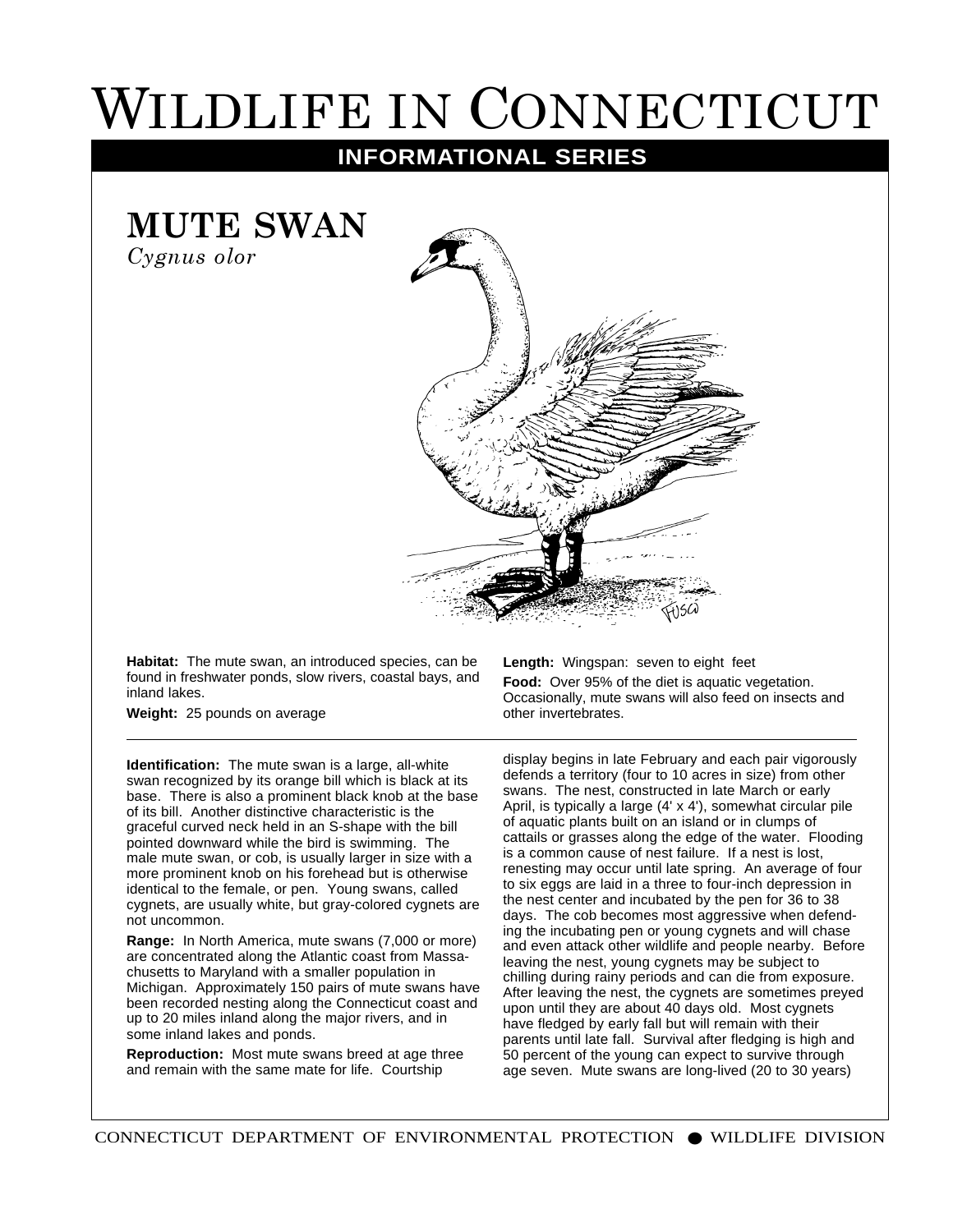# Wildlife in Connecticut

## INFORMATIONAL SERIES

## MUTE SWAN

*Cygnus olor*

**Habitat:** The mute swan, an introduced species, can be found in freshwater ponds, slow rivers, coastal bays, and inland lakes.

**Weight:** 25 pounds on average

**Length:** Wingspan: seven to eight feet

**Food:** Over 95% of the diet is aquatic vegetation. Occasionally, mute swans will also feed on insects and other invertebrates.

---

**Identification:** The mute swan is a large, all-white swan recognized by its orange bill which is black at its base. There is also a prominent black knob at the base of its bill. Another distinctive characteristic is the graceful curved neck held in an S-shape with the bill pointed downward while the bird is swimming. The male mute swan, or cob, is usually larger in size with a more prominent knob on his forehead but is otherwise identical to the female, or pen. Young swans, called cygnets, are usually white, but gray-colored cygnets are not uncommon.

**Range:** In North America, mute swans (7,000 or more) are concentrated along the Atlantic coast from Massachusetts to Maryland with a smaller population in Michigan. Approximately 150 pairs of mute swans have been recorded nesting along the Connecticut coast and up to 20 miles inland along the major rivers, and in some inland lakes and ponds.

**Reproduction:** Most mute swans breed at age three and remain with the same mate for life. Courtship display begins in late February and each pair vigorously defends a territory (four to 10 acres in size) from other swans. The nest, constructed in late March or early April, is typically a large (4' x 4'), somewhat circular pile of aquatic plants built on an island or in clumps of cattails or grasses along the edge of the water. Flooding is a common cause of nest failure. If a nest is lost, renesting may occur until late spring. An average of four to six eggs are laid in a three to four-inch depression in the nest center and incubated by the pen for 36 to 38 days. The cob becomes most aggressive when defending the incubating pen or young cygnets and will chase and even attack other wildlife and people nearby. Before leaving the nest, young cygnets may be subject to chilling during rainy periods and can die from exposure. After leaving the nest, the cygnets are sometimes preyed upon until they are about 40 days old. Most cygnets have fledged by early fall but will remain with their parents until late fall. Survival after fledging is high and 50 percent of the young can expect to survive through age seven. Mute swans are long-lived (20 to 30 years)

CONNECTICUT DEPARTMENT OF ENVIRONMENTAL PROTECTION ● WILDLIFE DIVISION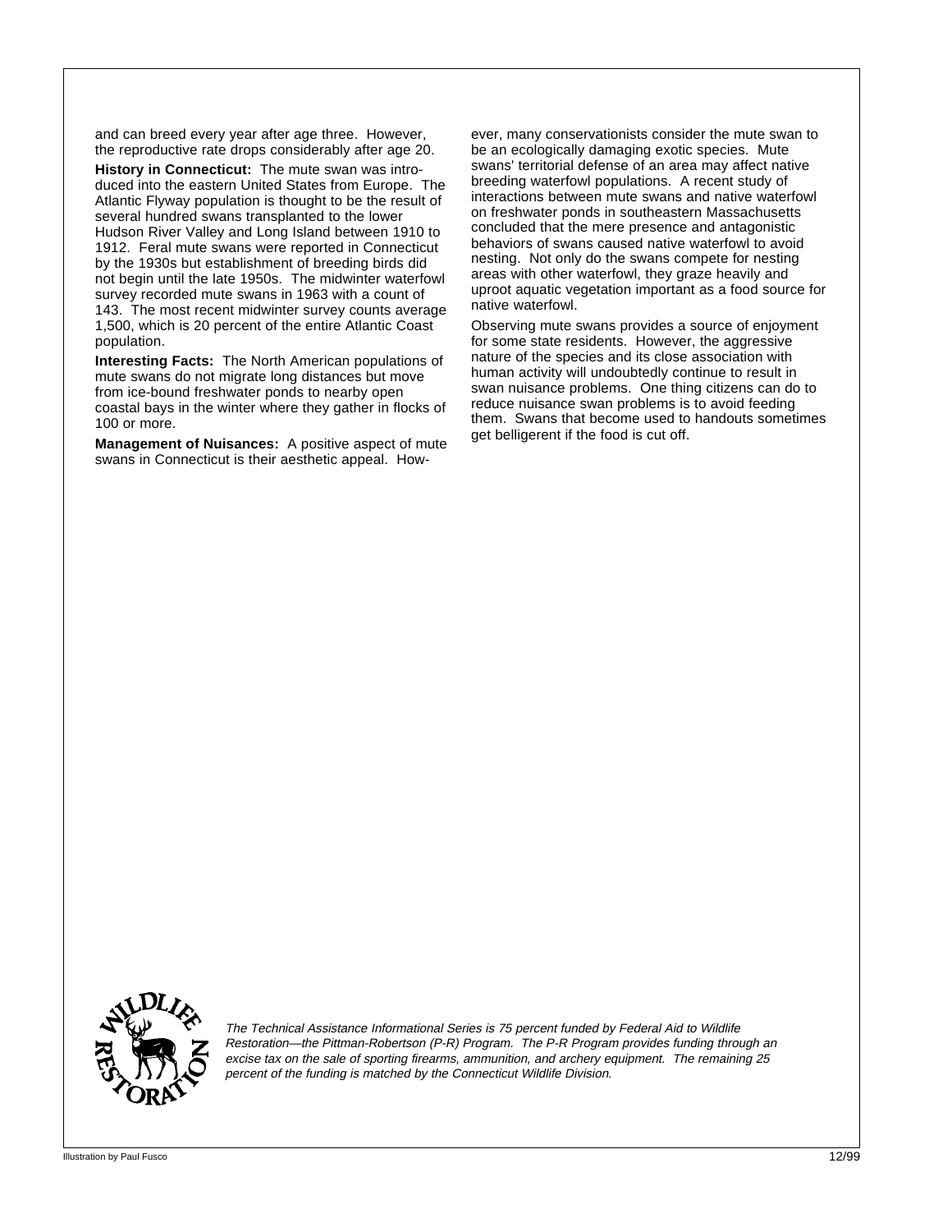and can breed every year after age three. However, the reproductive rate drops considerably after age 20.

**History in Connecticut:** The mute swan was introduced into the eastern United States from Europe. The Atlantic Flyway population is thought to be the result of several hundred swans transplanted to the lower Hudson River Valley and Long Island between 1910 to 1912. Feral mute swans were reported in Connecticut by the 1930s but establishment of breeding birds did not begin until the late 1950s. The midwinter waterfowl survey recorded mute swans in 1963 with a count of 143. The most recent midwinter survey counts average 1,500, which is 20 percent of the entire Atlantic Coast population.

**Interesting Facts:** The North American populations of mute swans do not migrate long distances but move from ice-bound freshwater ponds to nearby open coastal bays in the winter where they gather in flocks of 100 or more.

**Management of Nuisances:** A positive aspect of mute swans in Connecticut is their aesthetic appeal. However, many conservationists consider the mute swan to be an ecologically damaging exotic species. Mute swans' territorial defense of an area may affect native breeding waterfowl populations. A recent study of interactions between mute swans and native waterfowl on freshwater ponds in southeastern Massachusetts concluded that the mere presence and antagonistic behaviors of swans caused native waterfowl to avoid nesting. Not only do the swans compete for nesting areas with other waterfowl, they graze heavily and uproot aquatic vegetation important as a food source for native waterfowl.

Observing mute swans provides a source of enjoyment for some state residents. However, the aggressive nature of the species and its close association with human activity will undoubtedly continue to result in swan nuisance problems. One thing citizens can do to reduce nuisance swan problems is to avoid feeding them. Swans that become used to handouts sometimes get belligerent if the food is cut off.

WILDLIFE RESTORATION

*The Technical Assistance Informational Series is 75 percent funded by Federal Aid to Wildlife Restoration—the Pittman-Robertson (P-R) Program. The P-R Program provides funding through an excise tax on the sale of sporting firearms, ammunition, and archery equipment. The remaining 25 percent of the funding is matched by the Connecticut Wildlife Division.*

Illustration by Paul Fusco

12/99